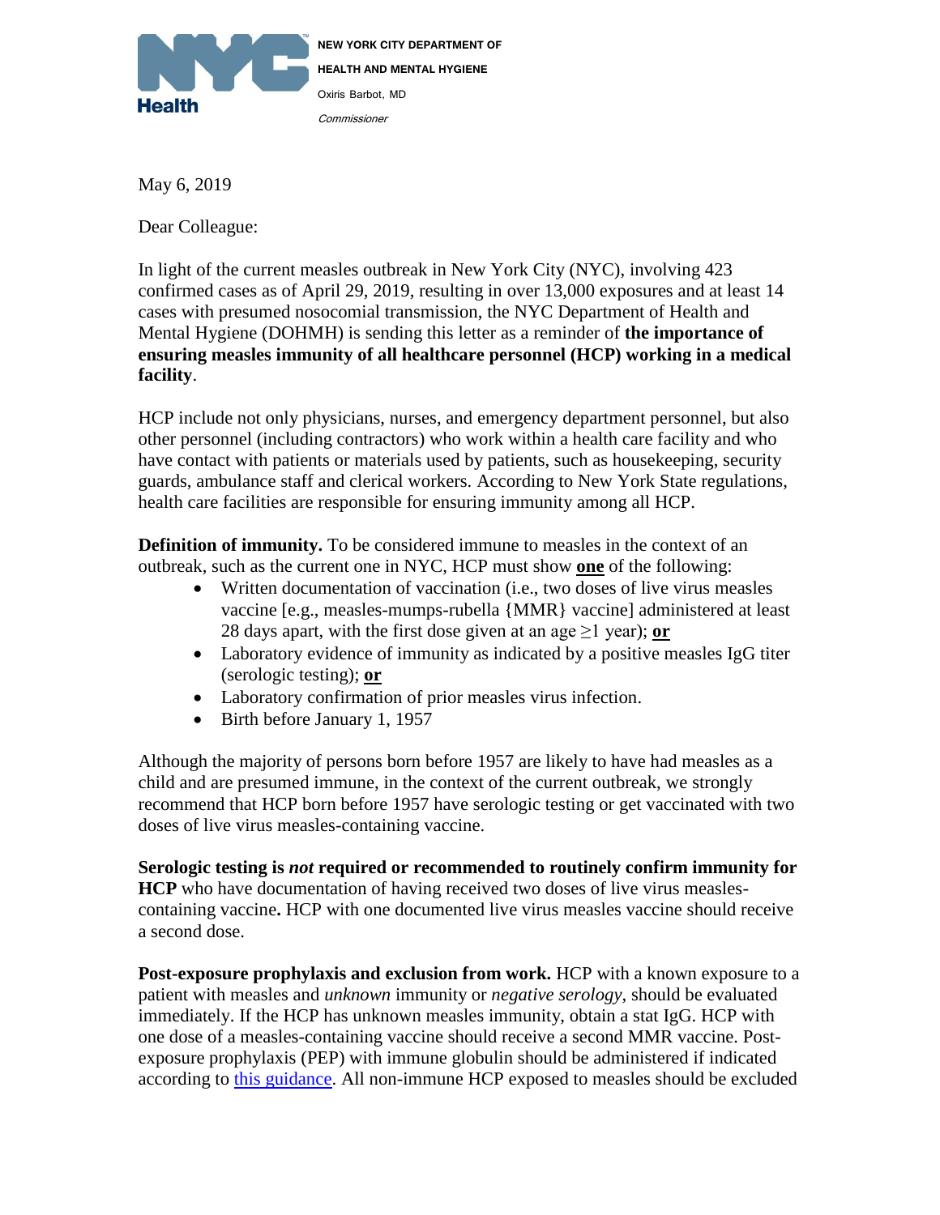NEW YORK CITY DEPARTMENT OF HEALTH AND MENTAL HYGIENE

Oxiris Barbot, MD

*Commissioner*

May 6, 2019

Dear Colleague:

In light of the current measles outbreak in New York City (NYC), involving 423 confirmed cases as of April 29, 2019, resulting in over 13,000 exposures and at least 14 cases with presumed nosocomial transmission, the NYC Department of Health and Mental Hygiene (DOHMH) is sending this letter as a reminder of **the importance of ensuring measles immunity of all healthcare personnel (HCP) working in a medical facility**.

HCP include not only physicians, nurses, and emergency department personnel, but also other personnel (including contractors) who work within a health care facility and who have contact with patients or materials used by patients, such as housekeeping, security guards, ambulance staff and clerical workers. According to New York State regulations, health care facilities are responsible for ensuring immunity among all HCP.

**Definition of immunity.** To be considered immune to measles in the context of an outbreak, such as the current one in NYC, HCP must show **one** of the following:

- Written documentation of vaccination (i.e., two doses of live virus measles vaccine [e.g., measles-mumps-rubella {MMR} vaccine] administered at least 28 days apart, with the first dose given at an age ≥1 year); **or**
- Laboratory evidence of immunity as indicated by a positive measles IgG titer (serologic testing); **or**
- Laboratory confirmation of prior measles virus infection.
- Birth before January 1, 1957

Although the majority of persons born before 1957 are likely to have had measles as a child and are presumed immune, in the context of the current outbreak, we strongly recommend that HCP born before 1957 have serologic testing or get vaccinated with two doses of live virus measles-containing vaccine.

**Serologic testing is *not* required or recommended to routinely confirm immunity for HCP** who have documentation of having received two doses of live virus measles-containing vaccine**.** HCP with one documented live virus measles vaccine should receive a second dose.

**Post-exposure prophylaxis and exclusion from work.** HCP with a known exposure to a patient with measles and *unknown* immunity or *negative serology*, should be evaluated immediately. If the HCP has unknown measles immunity, obtain a stat IgG. HCP with one dose of a measles-containing vaccine should receive a second MMR vaccine. Post-exposure prophylaxis (PEP) with immune globulin should be administered if indicated according to this guidance. All non-immune HCP exposed to measles should be excluded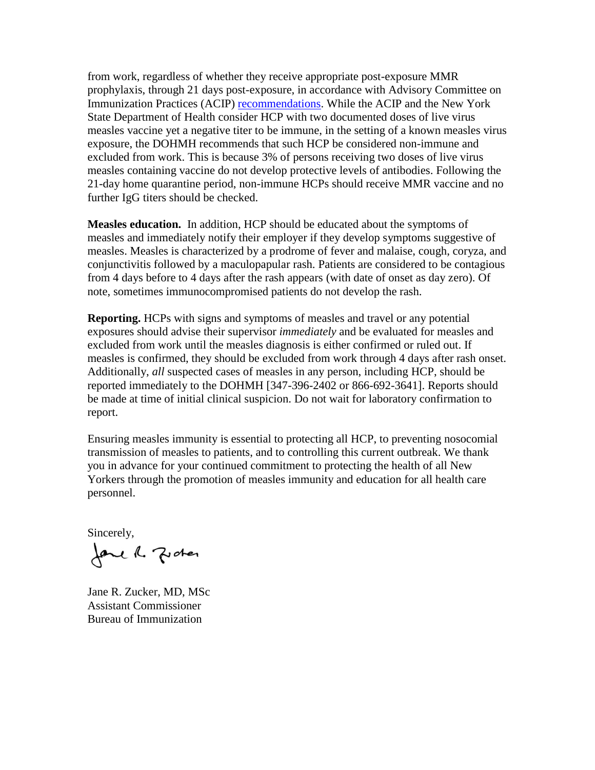from work, regardless of whether they receive appropriate post-exposure MMR prophylaxis, through 21 days post-exposure, in accordance with Advisory Committee on Immunization Practices (ACIP) recommendations. While the ACIP and the New York State Department of Health consider HCP with two documented doses of live virus measles vaccine yet a negative titer to be immune, in the setting of a known measles virus exposure, the DOHMH recommends that such HCP be considered non-immune and excluded from work. This is because 3% of persons receiving two doses of live virus measles containing vaccine do not develop protective levels of antibodies. Following the 21-day home quarantine period, non-immune HCPs should receive MMR vaccine and no further IgG titers should be checked.

**Measles education.** In addition, HCP should be educated about the symptoms of measles and immediately notify their employer if they develop symptoms suggestive of measles. Measles is characterized by a prodrome of fever and malaise, cough, coryza, and conjunctivitis followed by a maculopapular rash. Patients are considered to be contagious from 4 days before to 4 days after the rash appears (with date of onset as day zero). Of note, sometimes immunocompromised patients do not develop the rash.

**Reporting.** HCPs with signs and symptoms of measles and travel or any potential exposures should advise their supervisor *immediately* and be evaluated for measles and excluded from work until the measles diagnosis is either confirmed or ruled out. If measles is confirmed, they should be excluded from work through 4 days after rash onset. Additionally, *all* suspected cases of measles in any person, including HCP, should be reported immediately to the DOHMH [347-396-2402 or 866-692-3641]. Reports should be made at time of initial clinical suspicion. Do not wait for laboratory confirmation to report.

Ensuring measles immunity is essential to protecting all HCP, to preventing nosocomial transmission of measles to patients, and to controlling this current outbreak. We thank you in advance for your continued commitment to protecting the health of all New Yorkers through the promotion of measles immunity and education for all health care personnel.

Sincerely,

Jane R. Zucker, MD, MSc
Assistant Commissioner
Bureau of Immunization